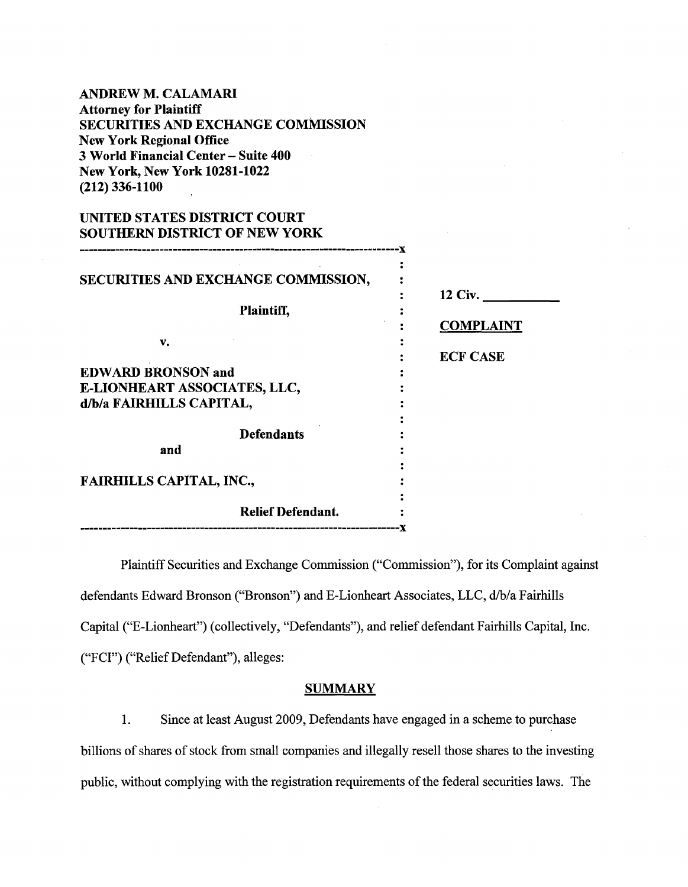**ANDREW M. CALAMARI**
**Attorney for Plaintiff**
**SECURITIES AND EXCHANGE COMMISSION**
**New York Regional Office**
**3 World Financial Center – Suite 400**
**New York, New York 10281-1022**
**(212) 336-1100**

**UNITED STATES DISTRICT COURT**
**SOUTHERN DISTRICT OF NEW YORK**

| | |
|---|---|
| **SECURITIES AND EXCHANGE COMMISSION,** | **12 Civ. \_\_\_\_\_\_\_\_\_\_** |
| **Plaintiff,** | **COMPLAINT** |
| **v.** | **ECF CASE** |
| **EDWARD BRONSON and E-LIONHEART ASSOCIATES, LLC, d/b/a FAIRHILLS CAPITAL,** | |
| **Defendants** | |
| **and** | |
| **FAIRHILLS CAPITAL, INC.,** | |
| **Relief Defendant.** | |

Plaintiff Securities and Exchange Commission ("Commission"), for its Complaint against defendants Edward Bronson ("Bronson") and E-Lionheart Associates, LLC, d/b/a Fairhills Capital ("E-Lionheart") (collectively, "Defendants"), and relief defendant Fairhills Capital, Inc. ("FCI") ("Relief Defendant"), alleges:

## SUMMARY

1. Since at least August 2009, Defendants have engaged in a scheme to purchase billions of shares of stock from small companies and illegally resell those shares to the investing public, without complying with the registration requirements of the federal securities laws. The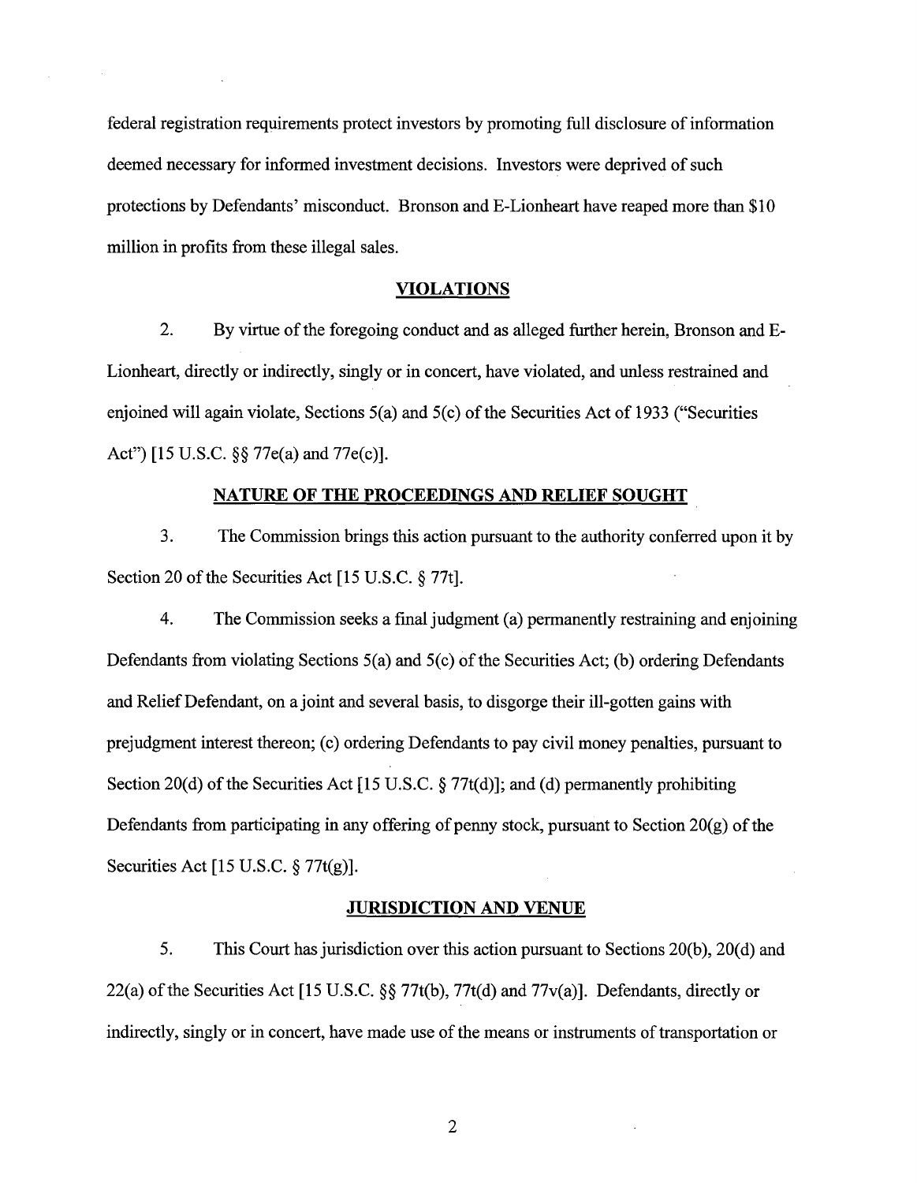federal registration requirements protect investors by promoting full disclosure of information deemed necessary for informed investment decisions. Investors were deprived of such protections by Defendants' misconduct. Bronson and E-Lionheart have reaped more than $10 million in profits from these illegal sales.

## VIOLATIONS

2. By virtue of the foregoing conduct and as alleged further herein, Bronson and E-Lionheart, directly or indirectly, singly or in concert, have violated, and unless restrained and enjoined will again violate, Sections 5(a) and 5(c) of the Securities Act of 1933 ("Securities Act") [15 U.S.C. §§ 77e(a) and 77e(c)].

## NATURE OF THE PROCEEDINGS AND RELIEF SOUGHT

3. The Commission brings this action pursuant to the authority conferred upon it by Section 20 of the Securities Act [15 U.S.C. § 77t].

4. The Commission seeks a final judgment (a) permanently restraining and enjoining Defendants from violating Sections 5(a) and 5(c) of the Securities Act; (b) ordering Defendants and Relief Defendant, on a joint and several basis, to disgorge their ill-gotten gains with prejudgment interest thereon; (c) ordering Defendants to pay civil money penalties, pursuant to Section 20(d) of the Securities Act [15 U.S.C. § 77t(d)]; and (d) permanently prohibiting Defendants from participating in any offering of penny stock, pursuant to Section 20(g) of the Securities Act [15 U.S.C. § 77t(g)].

## JURISDICTION AND VENUE

5. This Court has jurisdiction over this action pursuant to Sections 20(b), 20(d) and 22(a) of the Securities Act [15 U.S.C. §§ 77t(b), 77t(d) and 77v(a)]. Defendants, directly or indirectly, singly or in concert, have made use of the means or instruments of transportation or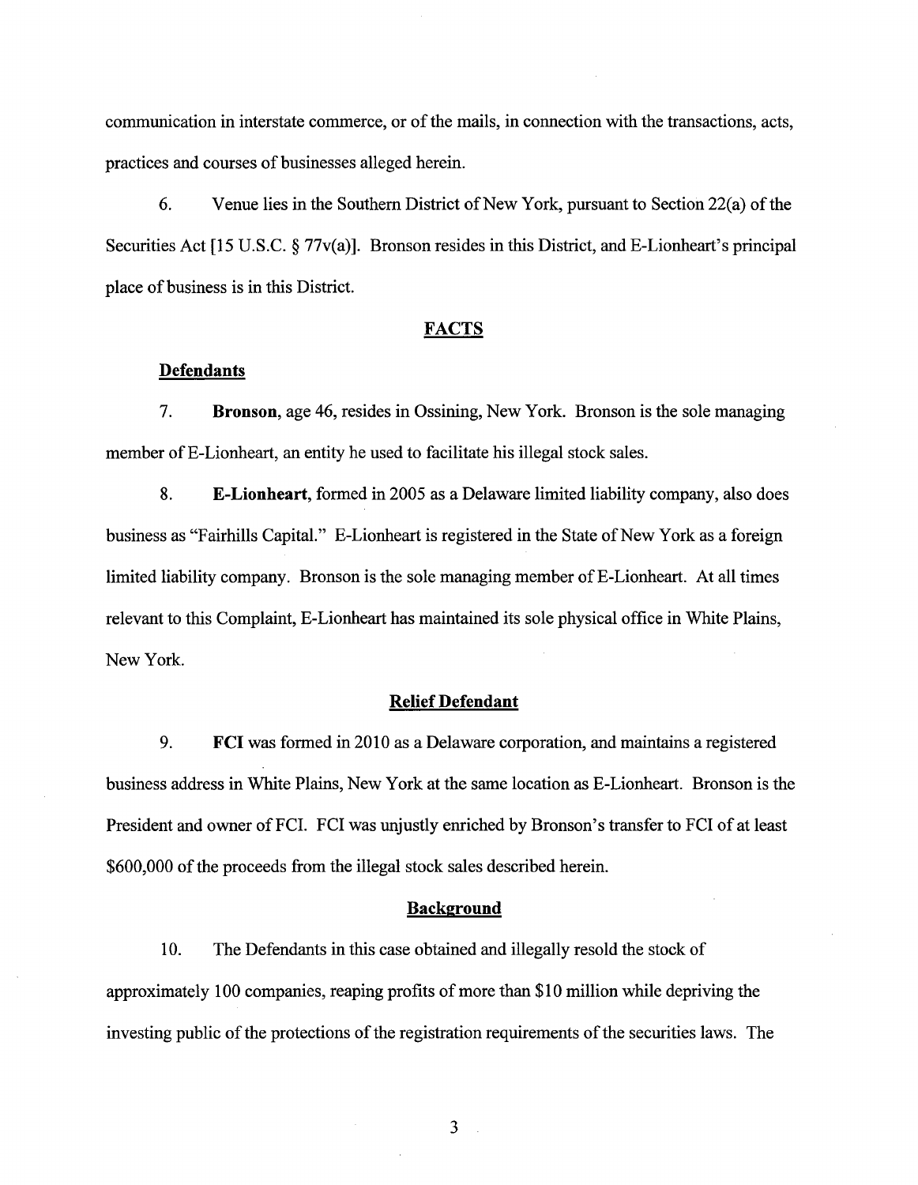communication in interstate commerce, or of the mails, in connection with the transactions, acts, practices and courses of businesses alleged herein.

6. Venue lies in the Southern District of New York, pursuant to Section 22(a) of the Securities Act [15 U.S.C. § 77v(a)]. Bronson resides in this District, and E-Lionheart's principal place of business is in this District.

## FACTS

### Defendants

7. **Bronson**, age 46, resides in Ossining, New York. Bronson is the sole managing member of E-Lionheart, an entity he used to facilitate his illegal stock sales.

8. **E-Lionheart**, formed in 2005 as a Delaware limited liability company, also does business as "Fairhills Capital." E-Lionheart is registered in the State of New York as a foreign limited liability company. Bronson is the sole managing member of E-Lionheart. At all times relevant to this Complaint, E-Lionheart has maintained its sole physical office in White Plains, New York.

### Relief Defendant

9. **FCI** was formed in 2010 as a Delaware corporation, and maintains a registered business address in White Plains, New York at the same location as E-Lionheart. Bronson is the President and owner of FCI. FCI was unjustly enriched by Bronson's transfer to FCI of at least $600,000 of the proceeds from the illegal stock sales described herein.

### Background

10. The Defendants in this case obtained and illegally resold the stock of approximately 100 companies, reaping profits of more than $10 million while depriving the investing public of the protections of the registration requirements of the securities laws. The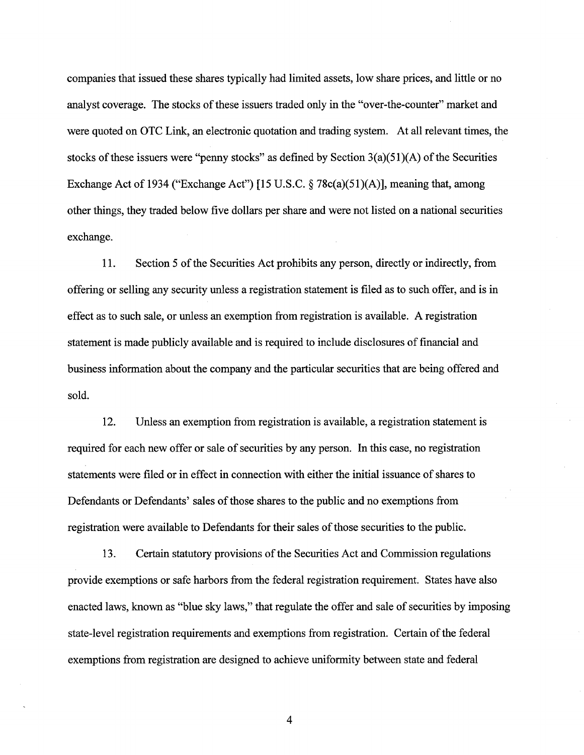companies that issued these shares typically had limited assets, low share prices, and little or no analyst coverage. The stocks of these issuers traded only in the "over-the-counter" market and were quoted on OTC Link, an electronic quotation and trading system. At all relevant times, the stocks of these issuers were "penny stocks" as defined by Section 3(a)(51)(A) of the Securities Exchange Act of 1934 ("Exchange Act") [15 U.S.C. § 78c(a)(51)(A)], meaning that, among other things, they traded below five dollars per share and were not listed on a national securities exchange.

11. Section 5 of the Securities Act prohibits any person, directly or indirectly, from offering or selling any security unless a registration statement is filed as to such offer, and is in effect as to such sale, or unless an exemption from registration is available. A registration statement is made publicly available and is required to include disclosures of financial and business information about the company and the particular securities that are being offered and sold.

12. Unless an exemption from registration is available, a registration statement is required for each new offer or sale of securities by any person. In this case, no registration statements were filed or in effect in connection with either the initial issuance of shares to Defendants or Defendants' sales of those shares to the public and no exemptions from registration were available to Defendants for their sales of those securities to the public.

13. Certain statutory provisions of the Securities Act and Commission regulations provide exemptions or safe harbors from the federal registration requirement. States have also enacted laws, known as "blue sky laws," that regulate the offer and sale of securities by imposing state-level registration requirements and exemptions from registration. Certain of the federal exemptions from registration are designed to achieve uniformity between state and federal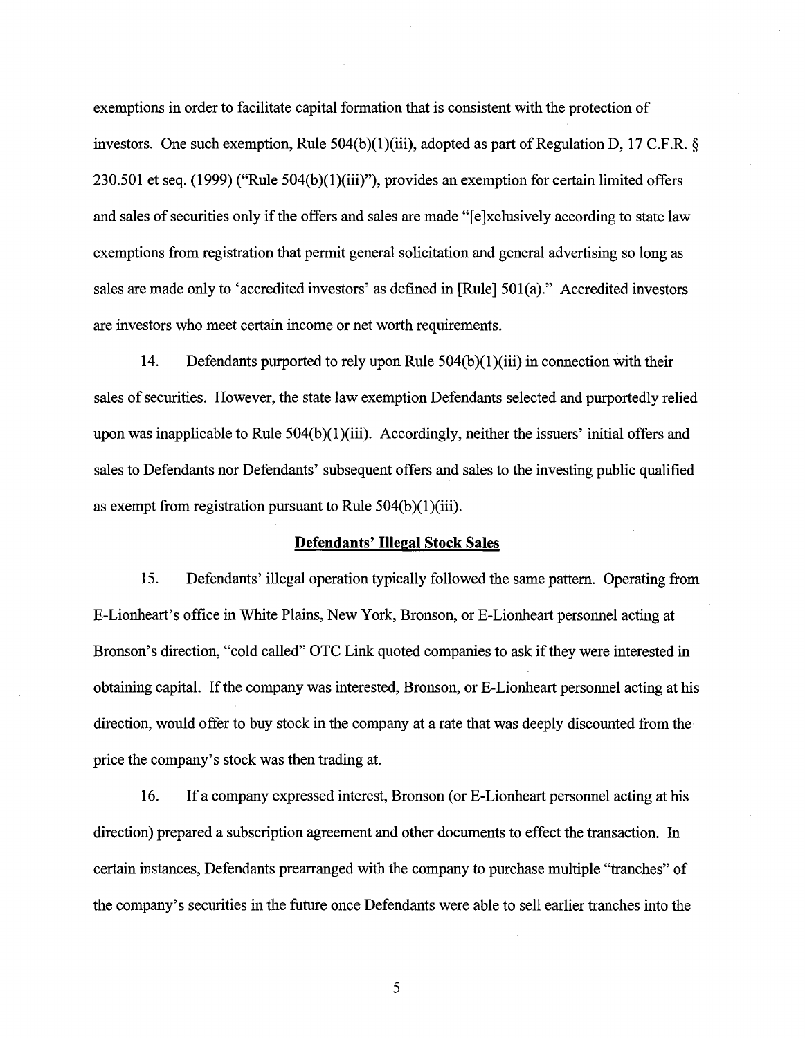exemptions in order to facilitate capital formation that is consistent with the protection of investors. One such exemption, Rule 504(b)(1)(iii), adopted as part of Regulation D, 17 C.F.R. § 230.501 et seq. (1999) ("Rule 504(b)(1)(iii)"), provides an exemption for certain limited offers and sales of securities only if the offers and sales are made "[e]xclusively according to state law exemptions from registration that permit general solicitation and general advertising so long as sales are made only to 'accredited investors' as defined in [Rule] 501(a)." Accredited investors are investors who meet certain income or net worth requirements.

14. Defendants purported to rely upon Rule 504(b)(1)(iii) in connection with their sales of securities. However, the state law exemption Defendants selected and purportedly relied upon was inapplicable to Rule 504(b)(1)(iii). Accordingly, neither the issuers' initial offers and sales to Defendants nor Defendants' subsequent offers and sales to the investing public qualified as exempt from registration pursuant to Rule 504(b)(1)(iii).

## Defendants' Illegal Stock Sales

15. Defendants' illegal operation typically followed the same pattern. Operating from E-Lionheart's office in White Plains, New York, Bronson, or E-Lionheart personnel acting at Bronson's direction, "cold called" OTC Link quoted companies to ask if they were interested in obtaining capital. If the company was interested, Bronson, or E-Lionheart personnel acting at his direction, would offer to buy stock in the company at a rate that was deeply discounted from the price the company's stock was then trading at.

16. If a company expressed interest, Bronson (or E-Lionheart personnel acting at his direction) prepared a subscription agreement and other documents to effect the transaction. In certain instances, Defendants prearranged with the company to purchase multiple "tranches" of the company's securities in the future once Defendants were able to sell earlier tranches into the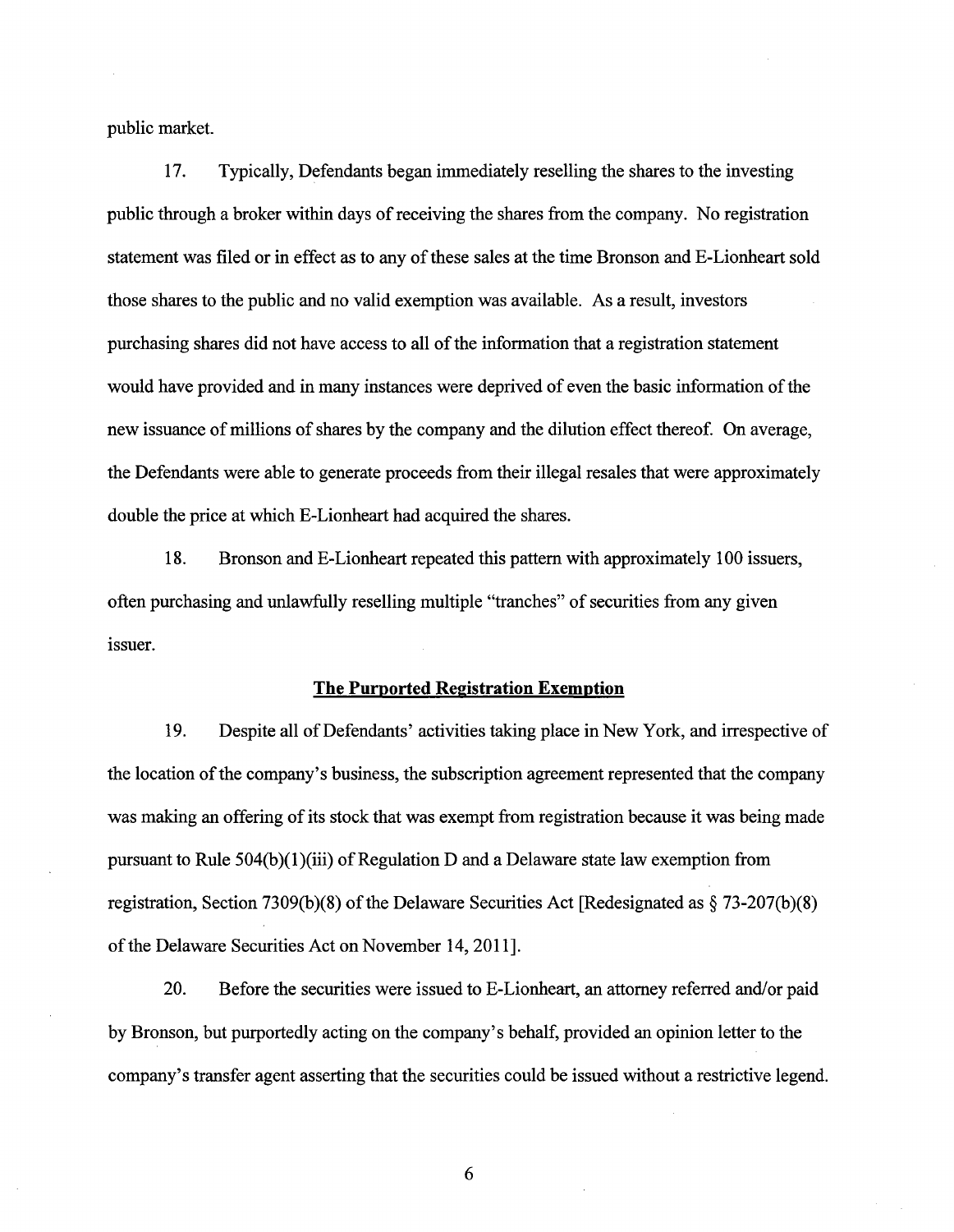public market.

17. Typically, Defendants began immediately reselling the shares to the investing public through a broker within days of receiving the shares from the company. No registration statement was filed or in effect as to any of these sales at the time Bronson and E-Lionheart sold those shares to the public and no valid exemption was available. As a result, investors purchasing shares did not have access to all of the information that a registration statement would have provided and in many instances were deprived of even the basic information of the new issuance of millions of shares by the company and the dilution effect thereof. On average, the Defendants were able to generate proceeds from their illegal resales that were approximately double the price at which E-Lionheart had acquired the shares.

18. Bronson and E-Lionheart repeated this pattern with approximately 100 issuers, often purchasing and unlawfully reselling multiple "tranches" of securities from any given issuer.

## The Purported Registration Exemption

19. Despite all of Defendants' activities taking place in New York, and irrespective of the location of the company's business, the subscription agreement represented that the company was making an offering of its stock that was exempt from registration because it was being made pursuant to Rule 504(b)(1)(iii) of Regulation D and a Delaware state law exemption from registration, Section 7309(b)(8) of the Delaware Securities Act [Redesignated as § 73-207(b)(8) of the Delaware Securities Act on November 14, 2011].

20. Before the securities were issued to E-Lionheart, an attorney referred and/or paid by Bronson, but purportedly acting on the company's behalf, provided an opinion letter to the company's transfer agent asserting that the securities could be issued without a restrictive legend.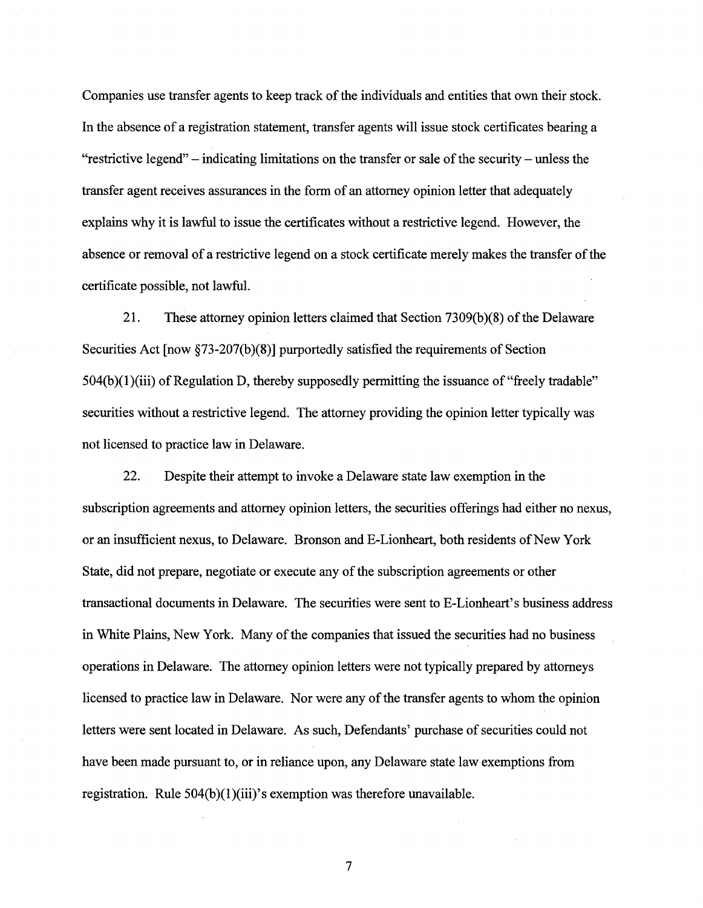Companies use transfer agents to keep track of the individuals and entities that own their stock. In the absence of a registration statement, transfer agents will issue stock certificates bearing a "restrictive legend" – indicating limitations on the transfer or sale of the security – unless the transfer agent receives assurances in the form of an attorney opinion letter that adequately explains why it is lawful to issue the certificates without a restrictive legend. However, the absence or removal of a restrictive legend on a stock certificate merely makes the transfer of the certificate possible, not lawful.

21. These attorney opinion letters claimed that Section 7309(b)(8) of the Delaware Securities Act [now §73-207(b)(8)] purportedly satisfied the requirements of Section 504(b)(1)(iii) of Regulation D, thereby supposedly permitting the issuance of "freely tradable" securities without a restrictive legend. The attorney providing the opinion letter typically was not licensed to practice law in Delaware.

22. Despite their attempt to invoke a Delaware state law exemption in the subscription agreements and attorney opinion letters, the securities offerings had either no nexus, or an insufficient nexus, to Delaware. Bronson and E-Lionheart, both residents of New York State, did not prepare, negotiate or execute any of the subscription agreements or other transactional documents in Delaware. The securities were sent to E-Lionheart's business address in White Plains, New York. Many of the companies that issued the securities had no business operations in Delaware. The attorney opinion letters were not typically prepared by attorneys licensed to practice law in Delaware. Nor were any of the transfer agents to whom the opinion letters were sent located in Delaware. As such, Defendants' purchase of securities could not have been made pursuant to, or in reliance upon, any Delaware state law exemptions from registration. Rule 504(b)(1)(iii)'s exemption was therefore unavailable.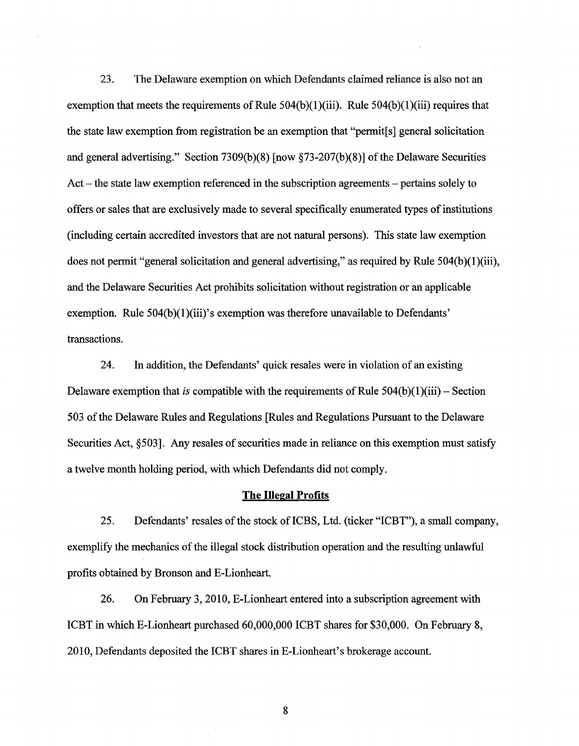23. The Delaware exemption on which Defendants claimed reliance is also not an exemption that meets the requirements of Rule 504(b)(1)(iii). Rule 504(b)(1)(iii) requires that the state law exemption from registration be an exemption that "permit[s] general solicitation and general advertising." Section 7309(b)(8) [now §73-207(b)(8)] of the Delaware Securities Act – the state law exemption referenced in the subscription agreements – pertains solely to offers or sales that are exclusively made to several specifically enumerated types of institutions (including certain accredited investors that are not natural persons). This state law exemption does not permit "general solicitation and general advertising," as required by Rule 504(b)(1)(iii), and the Delaware Securities Act prohibits solicitation without registration or an applicable exemption. Rule 504(b)(1)(iii)'s exemption was therefore unavailable to Defendants' transactions.

24. In addition, the Defendants' quick resales were in violation of an existing Delaware exemption that *is* compatible with the requirements of Rule 504(b)(1)(iii) – Section 503 of the Delaware Rules and Regulations [Rules and Regulations Pursuant to the Delaware Securities Act, §503]. Any resales of securities made in reliance on this exemption must satisfy a twelve month holding period, with which Defendants did not comply.

## The Illegal Profits

25. Defendants' resales of the stock of ICBS, Ltd. (ticker "ICBT"), a small company, exemplify the mechanics of the illegal stock distribution operation and the resulting unlawful profits obtained by Bronson and E-Lionheart.

26. On February 3, 2010, E-Lionheart entered into a subscription agreement with ICBT in which E-Lionheart purchased 60,000,000 ICBT shares for $30,000. On February 8, 2010, Defendants deposited the ICBT shares in E-Lionheart's brokerage account.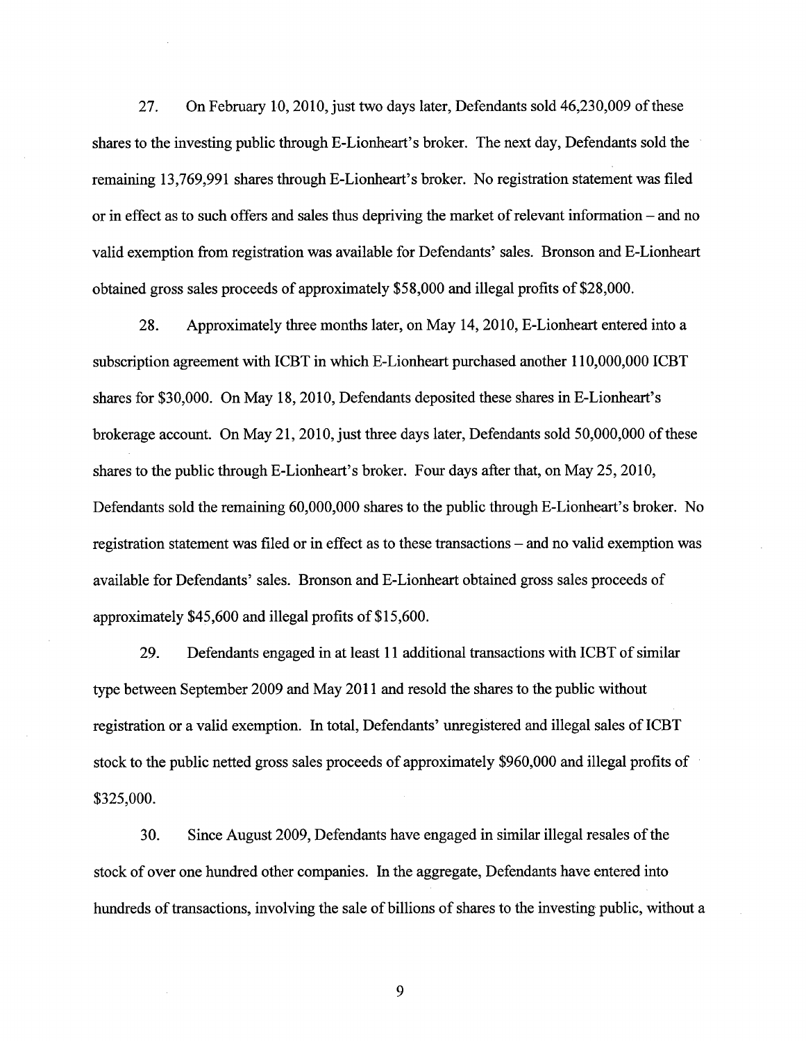27. On February 10, 2010, just two days later, Defendants sold 46,230,009 of these shares to the investing public through E-Lionheart's broker. The next day, Defendants sold the remaining 13,769,991 shares through E-Lionheart's broker. No registration statement was filed or in effect as to such offers and sales thus depriving the market of relevant information – and no valid exemption from registration was available for Defendants' sales. Bronson and E-Lionheart obtained gross sales proceeds of approximately $58,000 and illegal profits of $28,000.

28. Approximately three months later, on May 14, 2010, E-Lionheart entered into a subscription agreement with ICBT in which E-Lionheart purchased another 110,000,000 ICBT shares for $30,000. On May 18, 2010, Defendants deposited these shares in E-Lionheart's brokerage account. On May 21, 2010, just three days later, Defendants sold 50,000,000 of these shares to the public through E-Lionheart's broker. Four days after that, on May 25, 2010, Defendants sold the remaining 60,000,000 shares to the public through E-Lionheart's broker. No registration statement was filed or in effect as to these transactions – and no valid exemption was available for Defendants' sales. Bronson and E-Lionheart obtained gross sales proceeds of approximately $45,600 and illegal profits of $15,600.

29. Defendants engaged in at least 11 additional transactions with ICBT of similar type between September 2009 and May 2011 and resold the shares to the public without registration or a valid exemption. In total, Defendants' unregistered and illegal sales of ICBT stock to the public netted gross sales proceeds of approximately $960,000 and illegal profits of $325,000.

30. Since August 2009, Defendants have engaged in similar illegal resales of the stock of over one hundred other companies. In the aggregate, Defendants have entered into hundreds of transactions, involving the sale of billions of shares to the investing public, without a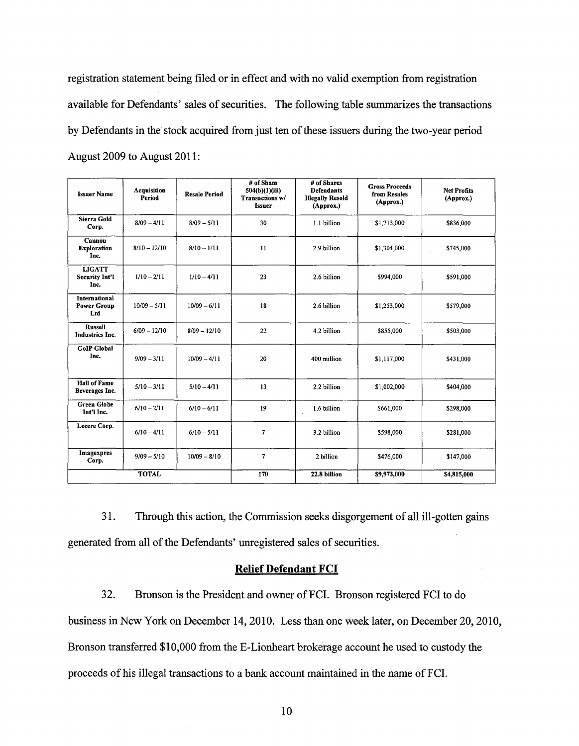registration statement being filed or in effect and with no valid exemption from registration available for Defendants' sales of securities. The following table summarizes the transactions by Defendants in the stock acquired from just ten of these issuers during the two-year period August 2009 to August 2011:

| Issuer Name | Acquisition Period | Resale Period | # of Sham 504(b)(1)(iii) Transactions w/ Issuer | # of Shares Defendants Illegally Resold (Approx.) | Gross Proceeds from Resales (Approx.) | Net Profits (Approx.) |
|---|---|---|---|---|---|---|
| Sierra Gold Corp. | 8/09 – 4/11 | 8/09 – 5/11 | 30 | 1.1 billion | $1,713,000 | $836,000 |
| Cannon Exploration Inc. | 8/10 – 12/10 | 8/10 – 1/11 | 11 | 2.9 billion | $1,304,000 | $745,000 |
| LIGATT Security Int'l Inc. | 1/10 – 2/11 | 1/10 – 4/11 | 23 | 2.6 billion | $994,000 | $591,000 |
| International Power Group Ltd | 10/09 – 5/11 | 10/09 – 6/11 | 18 | 2.6 billion | $1,253,000 | $579,000 |
| Russell Industries Inc. | 6/09 – 12/10 | 8/09 – 12/10 | 22 | 4.2 billion | $855,000 | $503,000 |
| GoIP Global Inc. | 9/09 – 3/11 | 10/09 – 4/11 | 20 | 400 million | $1,117,000 | $431,000 |
| Hall of Fame Beverages Inc. | 5/10 – 3/11 | 5/10 – 4/11 | 13 | 2.2 billion | $1,002,000 | $404,000 |
| Green Globe Int'l Inc. | 6/10 – 2/11 | 6/10 – 6/11 | 19 | 1.6 billion | $661,000 | $298,000 |
| Lecere Corp. | 6/10 – 4/11 | 6/10 – 5/11 | 7 | 3.2 billion | $598,000 | $281,000 |
| Imagexpres Corp. | 9/09 – 5/10 | 10/09 – 8/10 | 7 | 2 billion | $476,000 | $147,000 |
| TOTAL | | | 170 | 22.8 billion | $9,973,000 | $4,815,000 |

31. Through this action, the Commission seeks disgorgement of all ill-gotten gains generated from all of the Defendants' unregistered sales of securities.

**Relief Defendant FCI**

32. Bronson is the President and owner of FCI. Bronson registered FCI to do business in New York on December 14, 2010. Less than one week later, on December 20, 2010, Bronson transferred $10,000 from the E-Lionheart brokerage account he used to custody the proceeds of his illegal transactions to a bank account maintained in the name of FCI.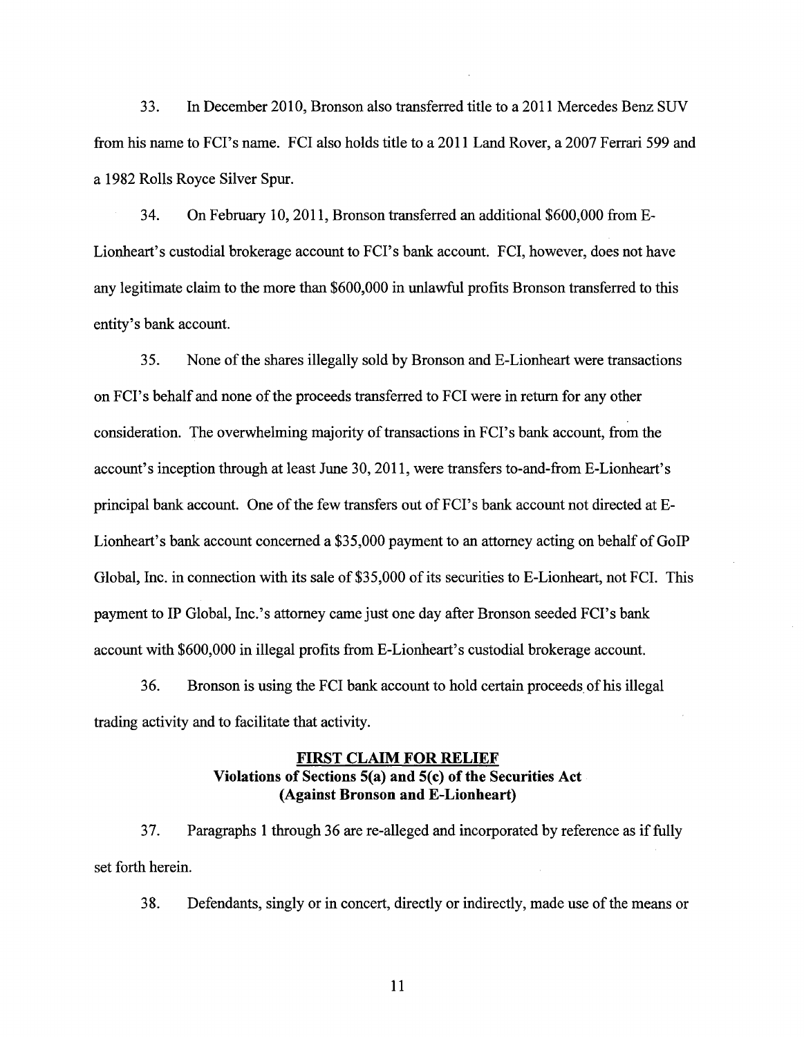33. In December 2010, Bronson also transferred title to a 2011 Mercedes Benz SUV from his name to FCI's name. FCI also holds title to a 2011 Land Rover, a 2007 Ferrari 599 and a 1982 Rolls Royce Silver Spur.

34. On February 10, 2011, Bronson transferred an additional $600,000 from E-Lionheart's custodial brokerage account to FCI's bank account. FCI, however, does not have any legitimate claim to the more than $600,000 in unlawful profits Bronson transferred to this entity's bank account.

35. None of the shares illegally sold by Bronson and E-Lionheart were transactions on FCI's behalf and none of the proceeds transferred to FCI were in return for any other consideration. The overwhelming majority of transactions in FCI's bank account, from the account's inception through at least June 30, 2011, were transfers to-and-from E-Lionheart's principal bank account. One of the few transfers out of FCI's bank account not directed at E-Lionheart's bank account concerned a $35,000 payment to an attorney acting on behalf of GoIP Global, Inc. in connection with its sale of $35,000 of its securities to E-Lionheart, not FCI. This payment to IP Global, Inc.'s attorney came just one day after Bronson seeded FCI's bank account with $600,000 in illegal profits from E-Lionheart's custodial brokerage account.

36. Bronson is using the FCI bank account to hold certain proceeds of his illegal trading activity and to facilitate that activity.

**FIRST CLAIM FOR RELIEF**
**Violations of Sections 5(a) and 5(c) of the Securities Act**
**(Against Bronson and E-Lionheart)**

37. Paragraphs 1 through 36 are re-alleged and incorporated by reference as if fully set forth herein.

38. Defendants, singly or in concert, directly or indirectly, made use of the means or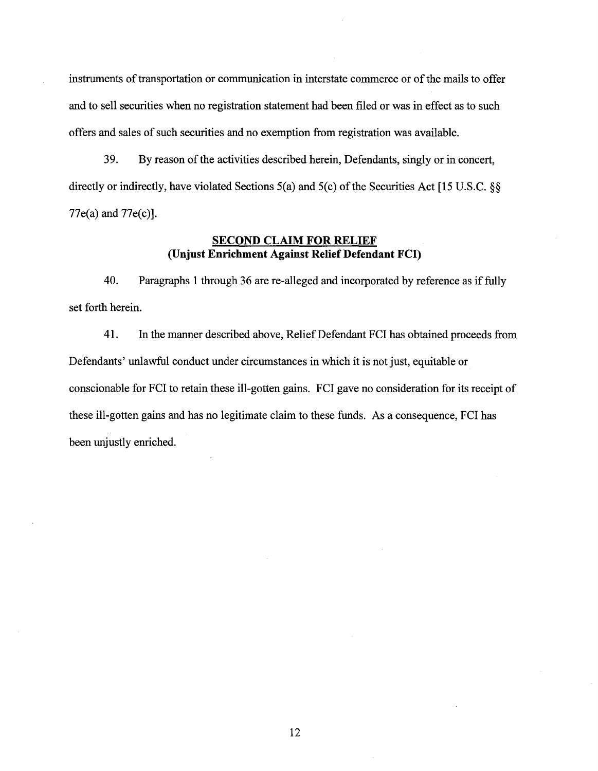instruments of transportation or communication in interstate commerce or of the mails to offer and to sell securities when no registration statement had been filed or was in effect as to such offers and sales of such securities and no exemption from registration was available.

39. By reason of the activities described herein, Defendants, singly or in concert, directly or indirectly, have violated Sections 5(a) and 5(c) of the Securities Act [15 U.S.C. §§ 77e(a) and 77e(c)].

## SECOND CLAIM FOR RELIEF
## (Unjust Enrichment Against Relief Defendant FCI)

40. Paragraphs 1 through 36 are re-alleged and incorporated by reference as if fully set forth herein.

41. In the manner described above, Relief Defendant FCI has obtained proceeds from Defendants' unlawful conduct under circumstances in which it is not just, equitable or conscionable for FCI to retain these ill-gotten gains. FCI gave no consideration for its receipt of these ill-gotten gains and has no legitimate claim to these funds. As a consequence, FCI has been unjustly enriched.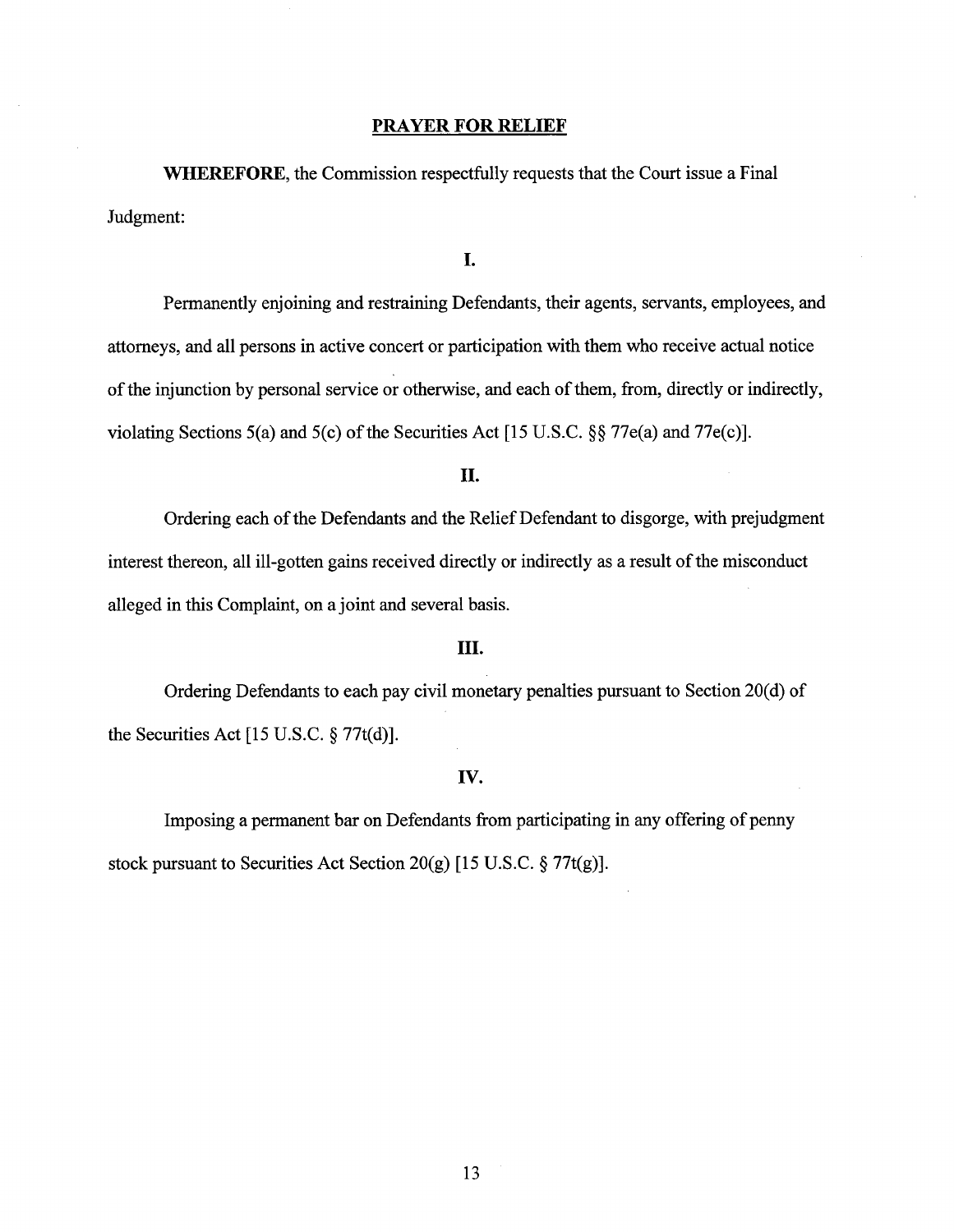## PRAYER FOR RELIEF

**WHEREFORE**, the Commission respectfully requests that the Court issue a Final Judgment:

**I.**

Permanently enjoining and restraining Defendants, their agents, servants, employees, and attorneys, and all persons in active concert or participation with them who receive actual notice of the injunction by personal service or otherwise, and each of them, from, directly or indirectly, violating Sections 5(a) and 5(c) of the Securities Act [15 U.S.C. §§ 77e(a) and 77e(c)].

**II.**

Ordering each of the Defendants and the Relief Defendant to disgorge, with prejudgment interest thereon, all ill-gotten gains received directly or indirectly as a result of the misconduct alleged in this Complaint, on a joint and several basis.

**III.**

Ordering Defendants to each pay civil monetary penalties pursuant to Section 20(d) of the Securities Act [15 U.S.C. § 77t(d)].

**IV.**

Imposing a permanent bar on Defendants from participating in any offering of penny stock pursuant to Securities Act Section 20(g) [15 U.S.C. § 77t(g)].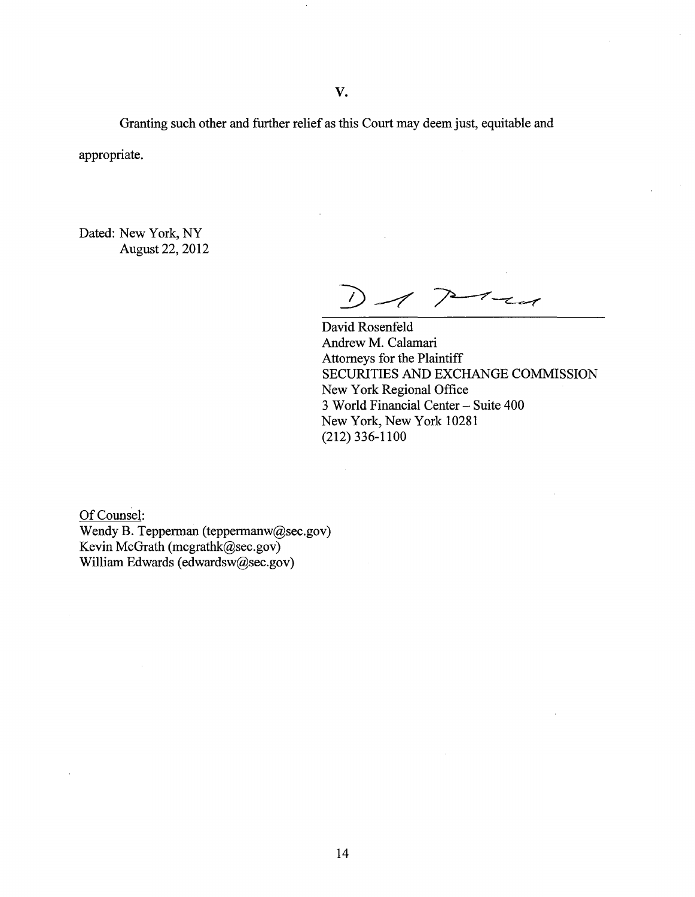V.

Granting such other and further relief as this Court may deem just, equitable and appropriate.

Dated: New York, NY
August 22, 2012

David Rosenfeld
Andrew M. Calamari
Attorneys for the Plaintiff
SECURITIES AND EXCHANGE COMMISSION
New York Regional Office
3 World Financial Center – Suite 400
New York, New York 10281
(212) 336-1100

Of Counsel:
Wendy B. Tepperman (teppermanw@sec.gov)
Kevin McGrath (mcgrathk@sec.gov)
William Edwards (edwardsw@sec.gov)